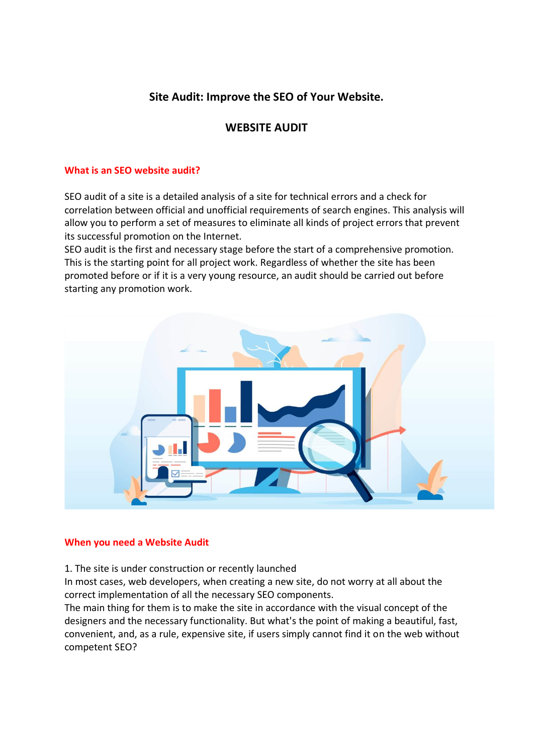# Site Audit: Improve the SEO of Your Website.

## WEBSITE AUDIT

### What is an SEO website audit?

SEO audit of a site is a detailed analysis of a site for technical errors and a check for correlation between official and unofficial requirements of search engines. This analysis will allow you to perform a set of measures to eliminate all kinds of project errors that prevent its successful promotion on the Internet.
SEO audit is the first and necessary stage before the start of a comprehensive promotion. This is the starting point for all project work. Regardless of whether the site has been promoted before or if it is a very young resource, an audit should be carried out before starting any promotion work.

### When you need a Website Audit

1. The site is under construction or recently launched
In most cases, web developers, when creating a new site, do not worry at all about the correct implementation of all the necessary SEO components.
The main thing for them is to make the site in accordance with the visual concept of the designers and the necessary functionality. But what's the point of making a beautiful, fast, convenient, and, as a rule, expensive site, if users simply cannot find it on the web without competent SEO?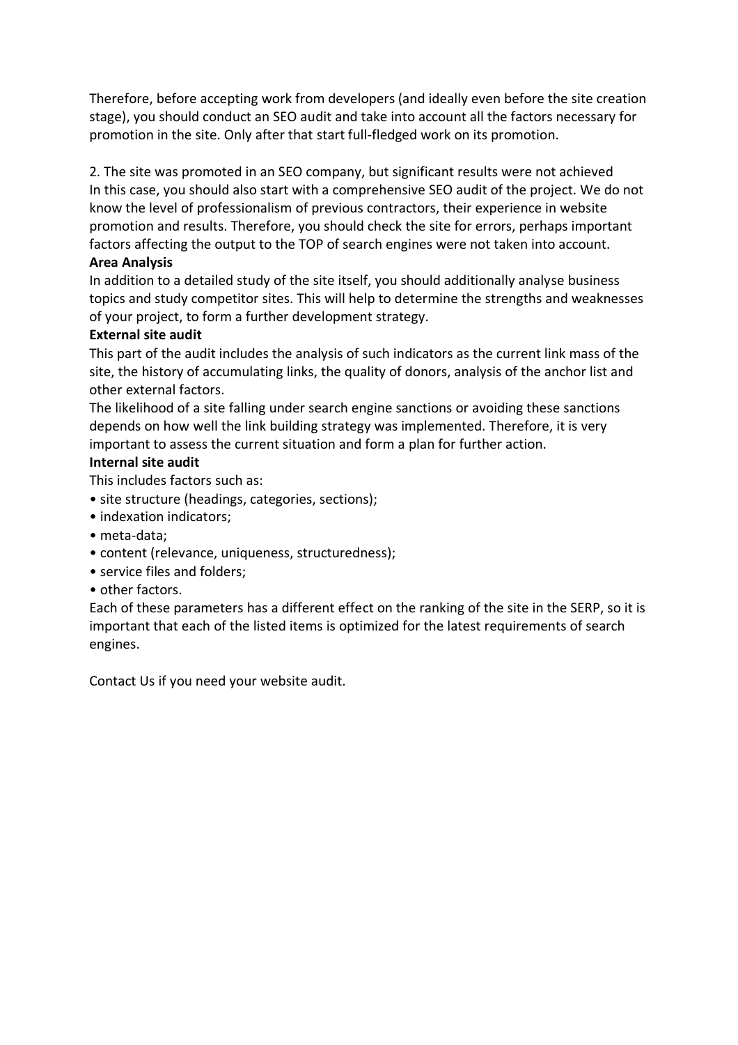Therefore, before accepting work from developers (and ideally even before the site creation stage), you should conduct an SEO audit and take into account all the factors necessary for promotion in the site. Only after that start full-fledged work on its promotion.

2. The site was promoted in an SEO company, but significant results were not achieved
In this case, you should also start with a comprehensive SEO audit of the project. We do not know the level of professionalism of previous contractors, their experience in website promotion and results. Therefore, you should check the site for errors, perhaps important factors affecting the output to the TOP of search engines were not taken into account.

**Area Analysis**

In addition to a detailed study of the site itself, you should additionally analyse business topics and study competitor sites. This will help to determine the strengths and weaknesses of your project, to form a further development strategy.

**External site audit**

This part of the audit includes the analysis of such indicators as the current link mass of the site, the history of accumulating links, the quality of donors, analysis of the anchor list and other external factors.

The likelihood of a site falling under search engine sanctions or avoiding these sanctions depends on how well the link building strategy was implemented. Therefore, it is very important to assess the current situation and form a plan for further action.

**Internal site audit**

This includes factors such as:

- site structure (headings, categories, sections);
- indexation indicators;
- meta-data;
- content (relevance, uniqueness, structuredness);
- service files and folders;
- other factors.

Each of these parameters has a different effect on the ranking of the site in the SERP, so it is important that each of the listed items is optimized for the latest requirements of search engines.

Contact Us if you need your website audit.